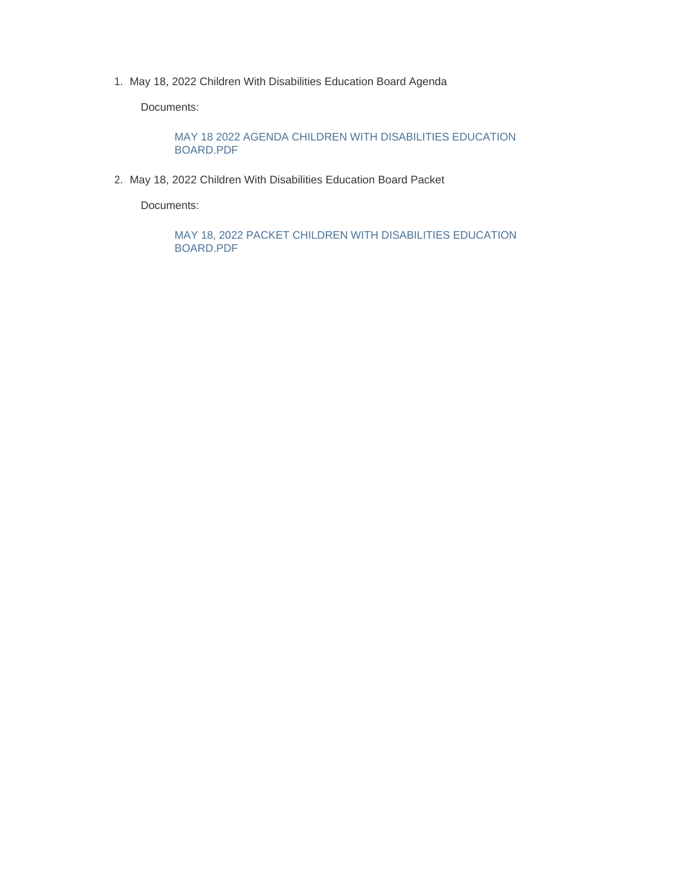1. May 18, 2022 Children With Disabilities Education Board Agenda

   Documents:

   MAY 18 2022 AGENDA CHILDREN WITH DISABILITIES EDUCATION BOARD.PDF

2. May 18, 2022 Children With Disabilities Education Board Packet

   Documents:

   MAY 18, 2022 PACKET CHILDREN WITH DISABILITIES EDUCATION BOARD.PDF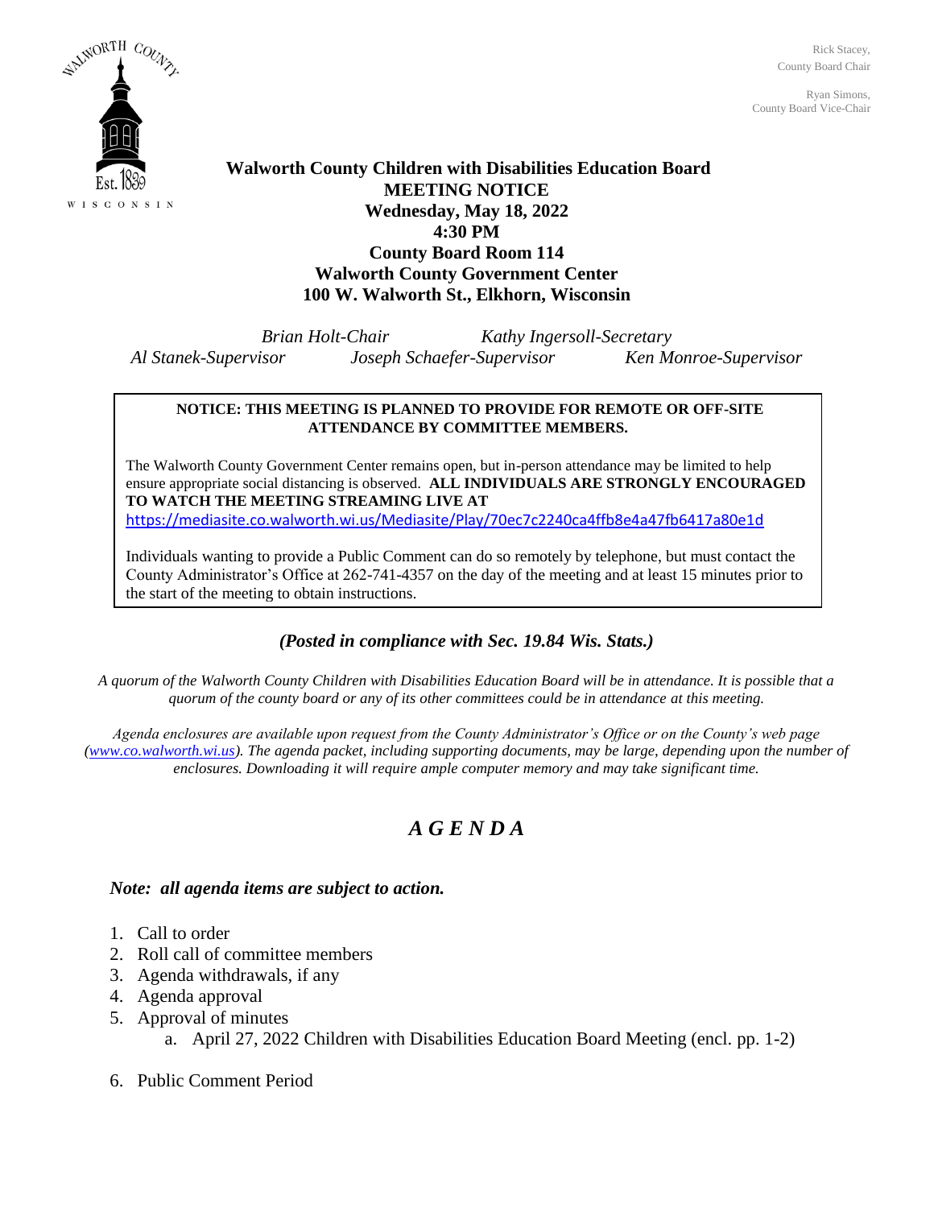Rick Stacey,
County Board Chair

Ryan Simons,
County Board Vice-Chair

WALWORTH COUNTY
Est. 1839
WISCONSIN

**Walworth County Children with Disabilities Education Board**
**MEETING NOTICE**
**Wednesday, May 18, 2022**
**4:30 PM**
**County Board Room 114**
**Walworth County Government Center**
**100 W. Walworth St., Elkhorn, Wisconsin**

*Brian Holt-Chair* *Kathy Ingersoll-Secretary*
*Al Stanek-Supervisor* *Joseph Schaefer-Supervisor* *Ken Monroe-Supervisor*

**NOTICE: THIS MEETING IS PLANNED TO PROVIDE FOR REMOTE OR OFF-SITE ATTENDANCE BY COMMITTEE MEMBERS.**

The Walworth County Government Center remains open, but in-person attendance may be limited to help ensure appropriate social distancing is observed. **ALL INDIVIDUALS ARE STRONGLY ENCOURAGED TO WATCH THE MEETING STREAMING LIVE AT**
https://mediasite.co.walworth.wi.us/Mediasite/Play/70ec7c2240ca4ffb8e4a47fb6417a80e1d

Individuals wanting to provide a Public Comment can do so remotely by telephone, but must contact the County Administrator's Office at 262-741-4357 on the day of the meeting and at least 15 minutes prior to the start of the meeting to obtain instructions.

***(Posted in compliance with Sec. 19.84 Wis. Stats.)***

*A quorum of the Walworth County Children with Disabilities Education Board will be in attendance. It is possible that a quorum of the county board or any of its other committees could be in attendance at this meeting.*

*Agenda enclosures are available upon request from the County Administrator's Office or on the County's web page (www.co.walworth.wi.us). The agenda packet, including supporting documents, may be large, depending upon the number of enclosures. Downloading it will require ample computer memory and may take significant time.*

# *A G E N D A*

***Note: all agenda items are subject to action.***

1. Call to order
2. Roll call of committee members
3. Agenda withdrawals, if any
4. Agenda approval
5. Approval of minutes
    a. April 27, 2022 Children with Disabilities Education Board Meeting (encl. pp. 1-2)
6. Public Comment Period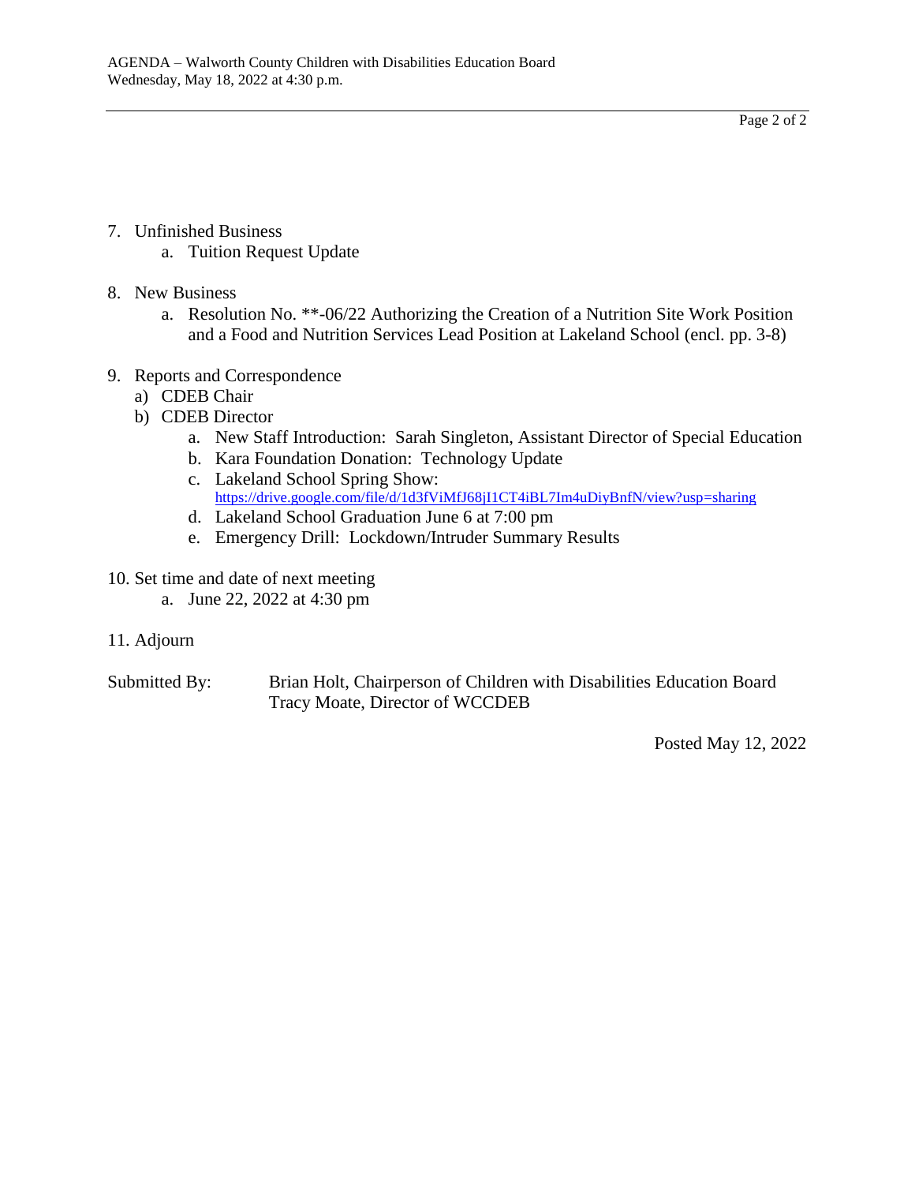7. Unfinished Business
    a. Tuition Request Update

8. New Business
    a. Resolution No. **-06/22 Authorizing the Creation of a Nutrition Site Work Position and a Food and Nutrition Services Lead Position at Lakeland School (encl. pp. 3-8)

9. Reports and Correspondence
    a) CDEB Chair
    b) CDEB Director
        a. New Staff Introduction: Sarah Singleton, Assistant Director of Special Education
        b. Kara Foundation Donation: Technology Update
        c. Lakeland School Spring Show: https://drive.google.com/file/d/1d3fViMfJ68jI1CT4iBL7Im4uDiyBnfN/view?usp=sharing
        d. Lakeland School Graduation June 6 at 7:00 pm
        e. Emergency Drill: Lockdown/Intruder Summary Results

10. Set time and date of next meeting
    a. June 22, 2022 at 4:30 pm

11. Adjourn

Submitted By: Brian Holt, Chairperson of Children with Disabilities Education Board
Tracy Moate, Director of WCCDEB

Posted May 12, 2022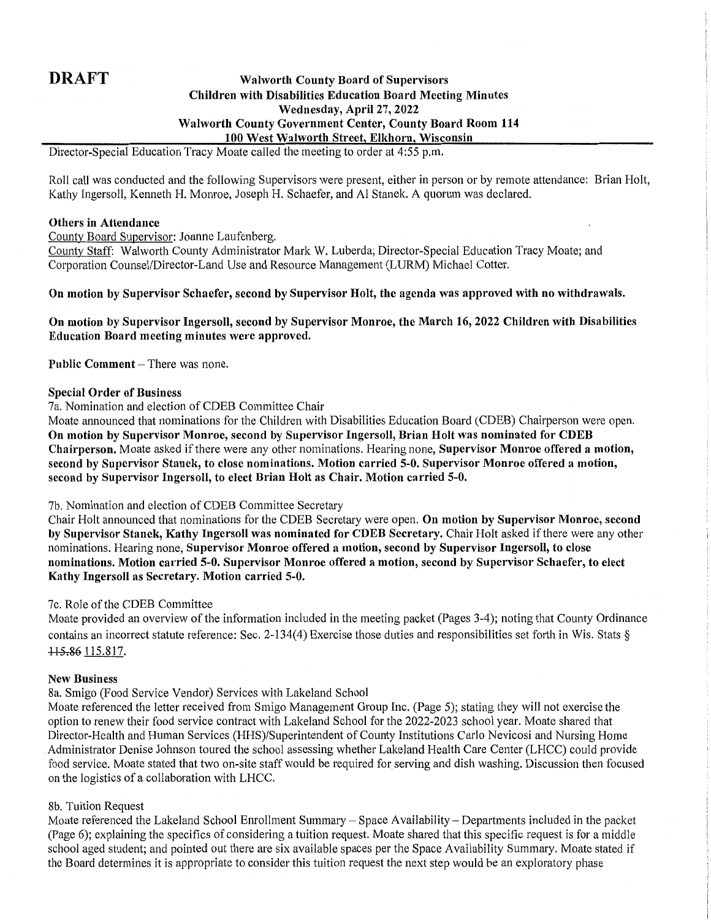**DRAFT**

**Walworth County Board of Supervisors**
**Children with Disabilities Education Board Meeting Minutes**
**Wednesday, April 27, 2022**
**Walworth County Government Center, County Board Room 114**
**100 West Walworth Street, Elkhorn, Wisconsin**

Director-Special Education Tracy Moate called the meeting to order at 4:55 p.m.

Roll call was conducted and the following Supervisors were present, either in person or by remote attendance: Brian Holt, Kathy Ingersoll, Kenneth H. Monroe, Joseph H. Schaefer, and Al Stanek. A quorum was declared.

**Others in Attendance**

County Board Supervisor: Joanne Laufenberg.

County Staff: Walworth County Administrator Mark W. Luberda; Director-Special Education Tracy Moate; and Corporation Counsel/Director-Land Use and Resource Management (LURM) Michael Cotter.

**On motion by Supervisor Schaefer, second by Supervisor Holt, the agenda was approved with no withdrawals.**

**On motion by Supervisor Ingersoll, second by Supervisor Monroe, the March 16, 2022 Children with Disabilities Education Board meeting minutes were approved.**

**Public Comment** – There was none.

**Special Order of Business**

7a. Nomination and election of CDEB Committee Chair

Moate announced that nominations for the Children with Disabilities Education Board (CDEB) Chairperson were open. **On motion by Supervisor Monroe, second by Supervisor Ingersoll, Brian Holt was nominated for CDEB Chairperson.** Moate asked if there were any other nominations. Hearing none, **Supervisor Monroe offered a motion, second by Supervisor Stanek, to close nominations. Motion carried 5-0. Supervisor Monroe offered a motion, second by Supervisor Ingersoll, to elect Brian Holt as Chair. Motion carried 5-0.**

7b. Nomination and election of CDEB Committee Secretary

Chair Holt announced that nominations for the CDEB Secretary were open. **On motion by Supervisor Monroe, second by Supervisor Stanek, Kathy Ingersoll was nominated for CDEB Secretary.** Chair Holt asked if there were any other nominations. Hearing none, **Supervisor Monroe offered a motion, second by Supervisor Ingersoll, to close nominations. Motion carried 5-0. Supervisor Monroe offered a motion, second by Supervisor Schaefer, to elect Kathy Ingersoll as Secretary. Motion carried 5-0.**

7c. Role of the CDEB Committee

Moate provided an overview of the information included in the meeting packet (Pages 3-4); noting that County Ordinance contains an incorrect statute reference: Sec. 2-134(4) Exercise those duties and responsibilities set forth in Wis. Stats § ~~115.86~~ 115.817.

**New Business**

8a. Smigo (Food Service Vendor) Services with Lakeland School

Moate referenced the letter received from Smigo Management Group Inc. (Page 5); stating they will not exercise the option to renew their food service contract with Lakeland School for the 2022-2023 school year. Moate shared that Director-Health and Human Services (HHS)/Superintendent of County Institutions Carlo Nevicosi and Nursing Home Administrator Denise Johnson toured the school assessing whether Lakeland Health Care Center (LHCC) could provide food service. Moate stated that two on-site staff would be required for serving and dish washing. Discussion then focused on the logistics of a collaboration with LHCC.

8b. Tuition Request

Moate referenced the Lakeland School Enrollment Summary – Space Availability – Departments included in the packet (Page 6); explaining the specifics of considering a tuition request. Moate shared that this specific request is for a middle school aged student; and pointed out there are six available spaces per the Space Availability Summary. Moate stated if the Board determines it is appropriate to consider this tuition request the next step would be an exploratory phase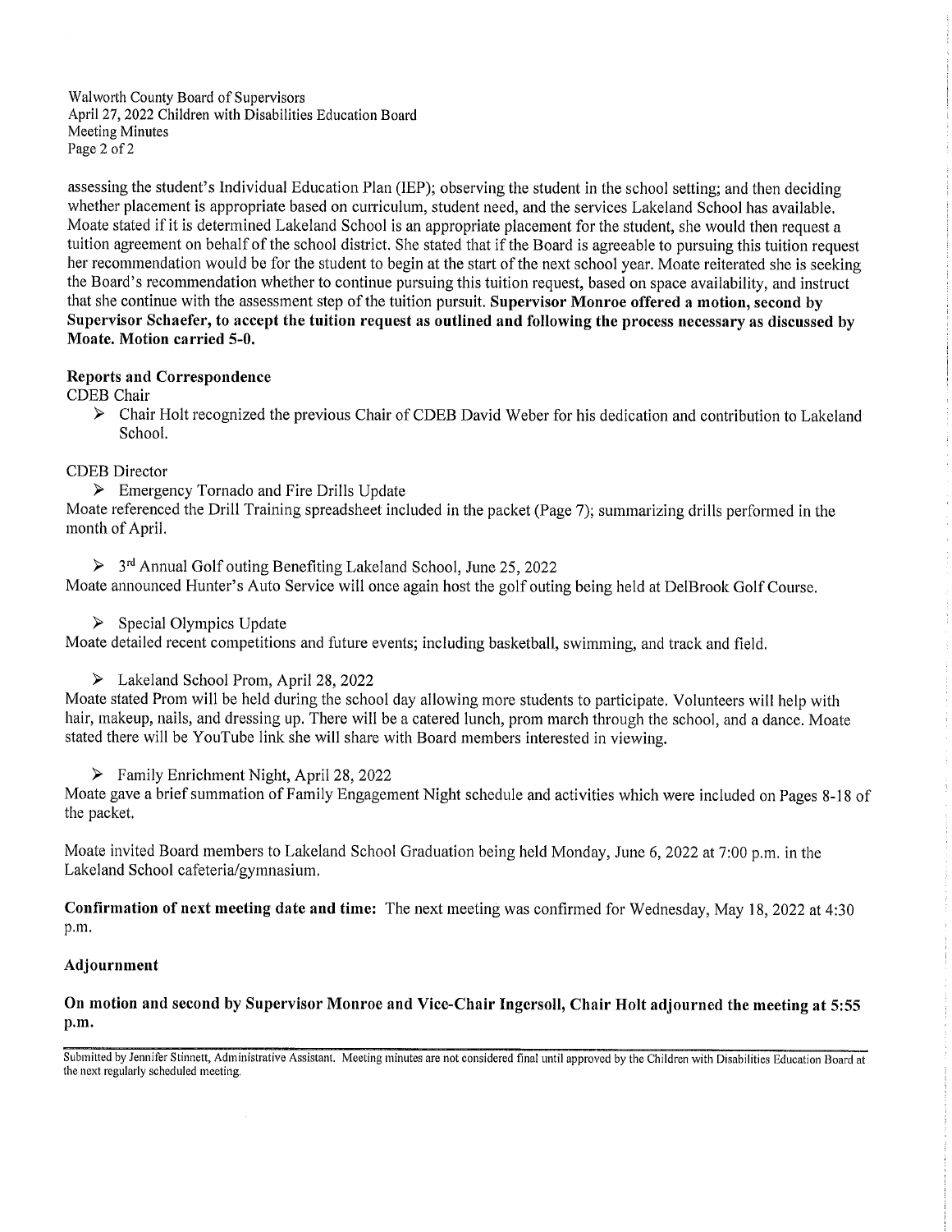assessing the student's Individual Education Plan (IEP); observing the student in the school setting; and then deciding whether placement is appropriate based on curriculum, student need, and the services Lakeland School has available. Moate stated if it is determined Lakeland School is an appropriate placement for the student, she would then request a tuition agreement on behalf of the school district. She stated that if the Board is agreeable to pursuing this tuition request her recommendation would be for the student to begin at the start of the next school year. Moate reiterated she is seeking the Board's recommendation whether to continue pursuing this tuition request, based on space availability, and instruct that she continue with the assessment step of the tuition pursuit. **Supervisor Monroe offered a motion, second by Supervisor Schaefer, to accept the tuition request as outlined and following the process necessary as discussed by Moate. Motion carried 5-0.**

**Reports and Correspondence**

CDEB Chair

- Chair Holt recognized the previous Chair of CDEB David Weber for his dedication and contribution to Lakeland School.

CDEB Director

- Emergency Tornado and Fire Drills Update

Moate referenced the Drill Training spreadsheet included in the packet (Page 7); summarizing drills performed in the month of April.

- 3rd Annual Golf outing Benefiting Lakeland School, June 25, 2022

Moate announced Hunter's Auto Service will once again host the golf outing being held at DelBrook Golf Course.

- Special Olympics Update

Moate detailed recent competitions and future events; including basketball, swimming, and track and field.

- Lakeland School Prom, April 28, 2022

Moate stated Prom will be held during the school day allowing more students to participate. Volunteers will help with hair, makeup, nails, and dressing up. There will be a catered lunch, prom march through the school, and a dance. Moate stated there will be YouTube link she will share with Board members interested in viewing.

- Family Enrichment Night, April 28, 2022

Moate gave a brief summation of Family Engagement Night schedule and activities which were included on Pages 8-18 of the packet.

Moate invited Board members to Lakeland School Graduation being held Monday, June 6, 2022 at 7:00 p.m. in the Lakeland School cafeteria/gymnasium.

**Confirmation of next meeting date and time:** The next meeting was confirmed for Wednesday, May 18, 2022 at 4:30 p.m.

**Adjournment**

**On motion and second by Supervisor Monroe and Vice-Chair Ingersoll, Chair Holt adjourned the meeting at 5:55 p.m.**

Submitted by Jennifer Stinnett, Administrative Assistant. Meeting minutes are not considered final until approved by the Children with Disabilities Education Board at the next regularly scheduled meeting.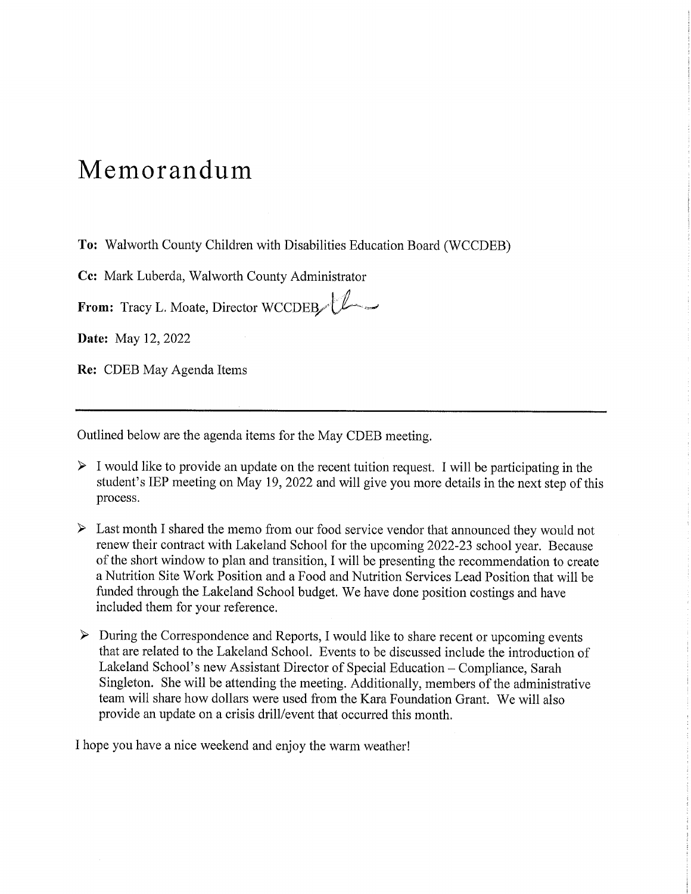# Memorandum

**To:** Walworth County Children with Disabilities Education Board (WCCDEB)

**Cc:** Mark Luberda, Walworth County Administrator

**From:** Tracy L. Moate, Director WCCDEB

**Date:** May 12, 2022

**Re:** CDEB May Agenda Items

---

Outlined below are the agenda items for the May CDEB meeting.

- I would like to provide an update on the recent tuition request. I will be participating in the student's IEP meeting on May 19, 2022 and will give you more details in the next step of this process.

- Last month I shared the memo from our food service vendor that announced they would not renew their contract with Lakeland School for the upcoming 2022-23 school year. Because of the short window to plan and transition, I will be presenting the recommendation to create a Nutrition Site Work Position and a Food and Nutrition Services Lead Position that will be funded through the Lakeland School budget. We have done position costings and have included them for your reference.

- During the Correspondence and Reports, I would like to share recent or upcoming events that are related to the Lakeland School. Events to be discussed include the introduction of Lakeland School's new Assistant Director of Special Education – Compliance, Sarah Singleton. She will be attending the meeting. Additionally, members of the administrative team will share how dollars were used from the Kara Foundation Grant. We will also provide an update on a crisis drill/event that occurred this month.

I hope you have a nice weekend and enjoy the warm weather!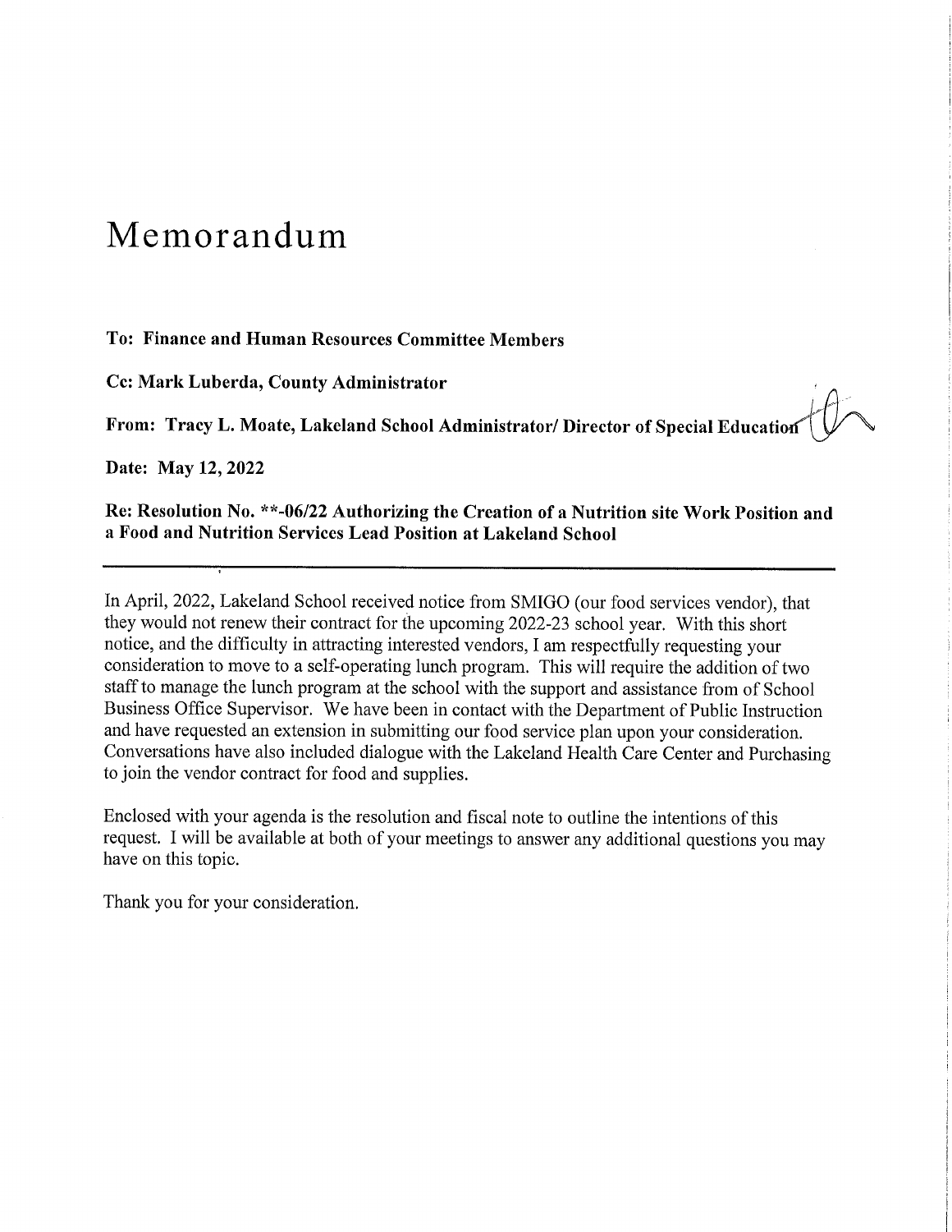# Memorandum

**To: Finance and Human Resources Committee Members**

**Cc: Mark Luberda, County Administrator**

**From: Tracy L. Moate, Lakeland School Administrator/ Director of Special Education**

**Date: May 12, 2022**

**Re: Resolution No. **-06/22 Authorizing the Creation of a Nutrition site Work Position and a Food and Nutrition Services Lead Position at Lakeland School**

---

In April, 2022, Lakeland School received notice from SMIGO (our food services vendor), that they would not renew their contract for the upcoming 2022-23 school year. With this short notice, and the difficulty in attracting interested vendors, I am respectfully requesting your consideration to move to a self-operating lunch program. This will require the addition of two staff to manage the lunch program at the school with the support and assistance from of School Business Office Supervisor. We have been in contact with the Department of Public Instruction and have requested an extension in submitting our food service plan upon your consideration. Conversations have also included dialogue with the Lakeland Health Care Center and Purchasing to join the vendor contract for food and supplies.

Enclosed with your agenda is the resolution and fiscal note to outline the intentions of this request. I will be available at both of your meetings to answer any additional questions you may have on this topic.

Thank you for your consideration.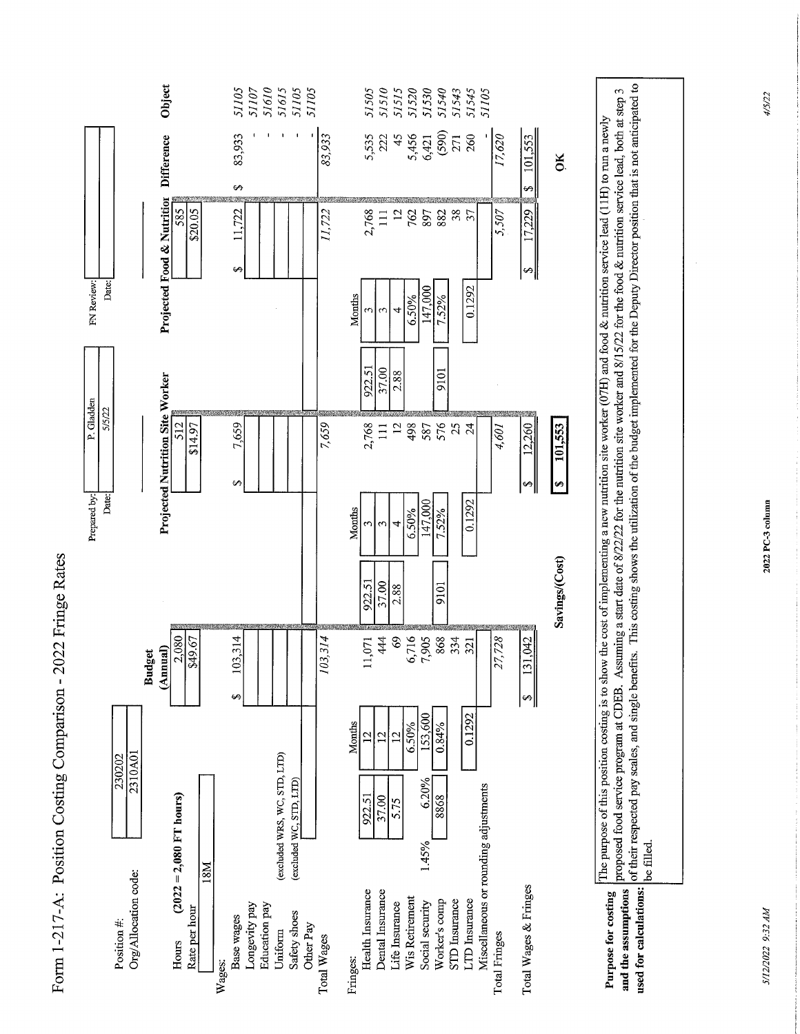# Form 1-217-A: Position Costing Comparison - 2022 Fringe Rates

| | |
|---|---|
| Position #: | 230202 |
| Org/Allocation code: | 2310A01 |

| | |
|---|---|
| Prepared by: | P. Gladden |
| Date: | 5/5/22 |

| | |
|---|---|
| FN Review: | |
| Date: | |

| | | | | Budget (Annual) | | | Projected Nutrition Site Worker | | | Projected Food & Nutrition | Difference | Object |
|---|---|---|---|---|---|---|---|---|---|---|---|---|
| Hours (2022 = 2,080 FT hours) | | | | 2,080 | | | 512 | | | 585 | | |
| Rate per hour | | | | $49.67 | | | $14.97 | | | $20.05 | | |
| 18M | | | | | | | | | | | | |
| **Wages:** | | | | | | | | | | | | |
| Base wages | | | | $ 103,314 | | | $ 7,659 | | | $ 11,722 | $ 83,933 | 51105 |
| Longevity pay | | | | | | | | | | | - | 51107 |
| Education pay | | | | | | | | | | | - | 51610 |
| Uniform (excluded WRS, WC, STD, LTD) | | | | | | | | | | | - | 51615 |
| Safety shoes (excluded WC, STD, LTD) | | | | | | | | | | | - | 51105 |
| Other Pay | | | | | | | | | | | - | 51105 |
| Total Wages | | | | 103,314 | | | 7,659 | | | 11,722 | 83,933 | |
| **Fringes:** | | | Months | | | Months | | | Months | | | |
| Health Insurance | 922.51 | | 12 | 11,071 | 922.51 | 3 | 2,768 | 922.51 | 3 | 2,768 | 5,535 | 51505 |
| Dental Insurance | 37.00 | | 12 | 444 | 37.00 | 3 | 111 | 37.00 | 3 | 111 | 222 | 51510 |
| Life Insurance | 5.75 | | 12 | 69 | 2.88 | 4 | 12 | 2.88 | 4 | 12 | 45 | 51515 |
| Wis Retirement | | | 6.50% | 6,716 | | 6.50% | 498 | | 6.50% | 762 | 5,456 | 51520 |
| Social security | 1.45% | 6.20% | 153,600 | 7,905 | | 147,000 | 587 | | 147,000 | 897 | 6,421 | 51530 |
| Worker's comp | 8868 | | 0.84% | 868 | 9101 | 7.52% | 576 | 9101 | 7.52% | 882 | (590) | 51540 |
| STD Insurance | | | | 334 | | | 25 | | | 38 | 271 | 51543 |
| LTD Insurance | | | 0.1292 | 321 | | 0.1292 | 24 | | 0.1292 | 37 | 260 | 51545 |
| Miscellaneous or rounding adjustments | | | | | | | | | | | - | 51105 |
| Total Fringes | | | | 27,728 | | | 4,601 | | | 5,507 | 17,620 | |
| Total Wages & Fringes | | | | $ 131,042 | | | $ 12,260 | | | $ 17,229 | $ 101,553 | |
| | | | | Savings/(Cost) | | | $ 101,553 | | | | OK | |

**Purpose for costing and the assumptions used for calculations:** The purpose of this position costing is to show the cost of implementing a new nutrition site worker (07H) and food & nutrition service lead (11H) to run a newly proposed food service program at CDEB. Assuming a start date of 8/22/22 for the nutrition site worker and 8/15/22 for the food & nutrition service lead, both at step 3 of their respected pay scales, and single benefits. This costing shows the utilization of the budget implemented for the Deputy Director position that is not anticipated to be filled.

5/12/2022 9:32 AM

2022 PC-3 column

4/5/22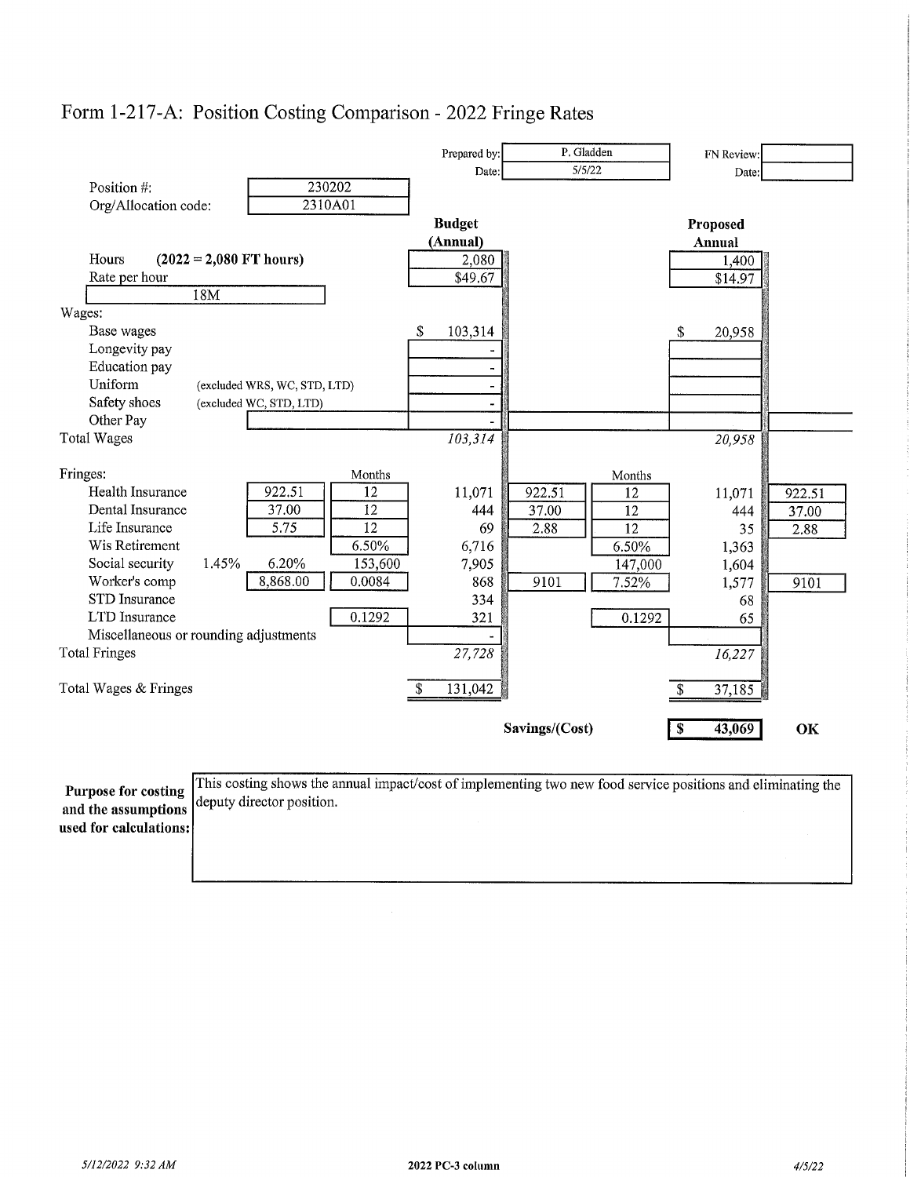# Form 1-217-A: Position Costing Comparison - 2022 Fringe Rates

| | |
|---|---|
| Prepared by: | P. Gladden |
| Date: | 5/5/22 |
| FN Review: | |
| Date: | |

Position #: 230202

Org/Allocation code: 2310A01

| | | | | Budget (Annual) | | | Proposed Annual | |
|---|---|---|---|---|---|---|---|---|
| Hours (2022 = 2,080 FT hours) | | | | 2,080 | | | 1,400 | |
| Rate per hour | | | | $49.67 | | | $14.97 | |
| 18M | | | | | | | | |
| **Wages:** | | | | | | | | |
| Base wages | | | | $ 103,314 | | | $ 20,958 | |
| Longevity pay | | | | - | | | | |
| Education pay | | | | - | | | | |
| Uniform | (excluded WRS, WC, STD, LTD) | | | - | | | | |
| Safety shoes | (excluded WC, STD, LTD) | | | - | | | | |
| Other Pay | | | | - | | | | |
| Total Wages | | | | *103,314* | | | *20,958* | |
| **Fringes:** | | | Months | | | Months | | |
| Health Insurance | | 922.51 | 12 | 11,071 | 922.51 | 12 | 11,071 | 922.51 |
| Dental Insurance | | 37.00 | 12 | 444 | 37.00 | 12 | 444 | 37.00 |
| Life Insurance | | 5.75 | 12 | 69 | 2.88 | 12 | 35 | 2.88 |
| Wis Retirement | | | 6.50% | 6,716 | | 6.50% | 1,363 | |
| Social security | 1.45% | 6.20% | 153,600 | 7,905 | | 147,000 | 1,604 | |
| Worker's comp | | 8,868.00 | 0.0084 | 868 | 9101 | 7.52% | 1,577 | 9101 |
| STD Insurance | | | | 334 | | | 68 | |
| LTD Insurance | | | 0.1292 | 321 | | 0.1292 | 65 | |
| Miscellaneous or rounding adjustments | | | | - | | | | |
| Total Fringes | | | | *27,728* | | | *16,227* | |
| Total Wages & Fringes | | | | $ 131,042 | | | $ 37,185 | |

**Savings/(Cost)** **$ 43,069** **OK**

**Purpose for costing and the assumptions used for calculations:** This costing shows the annual impact/cost of implementing two new food service positions and eliminating the deputy director position.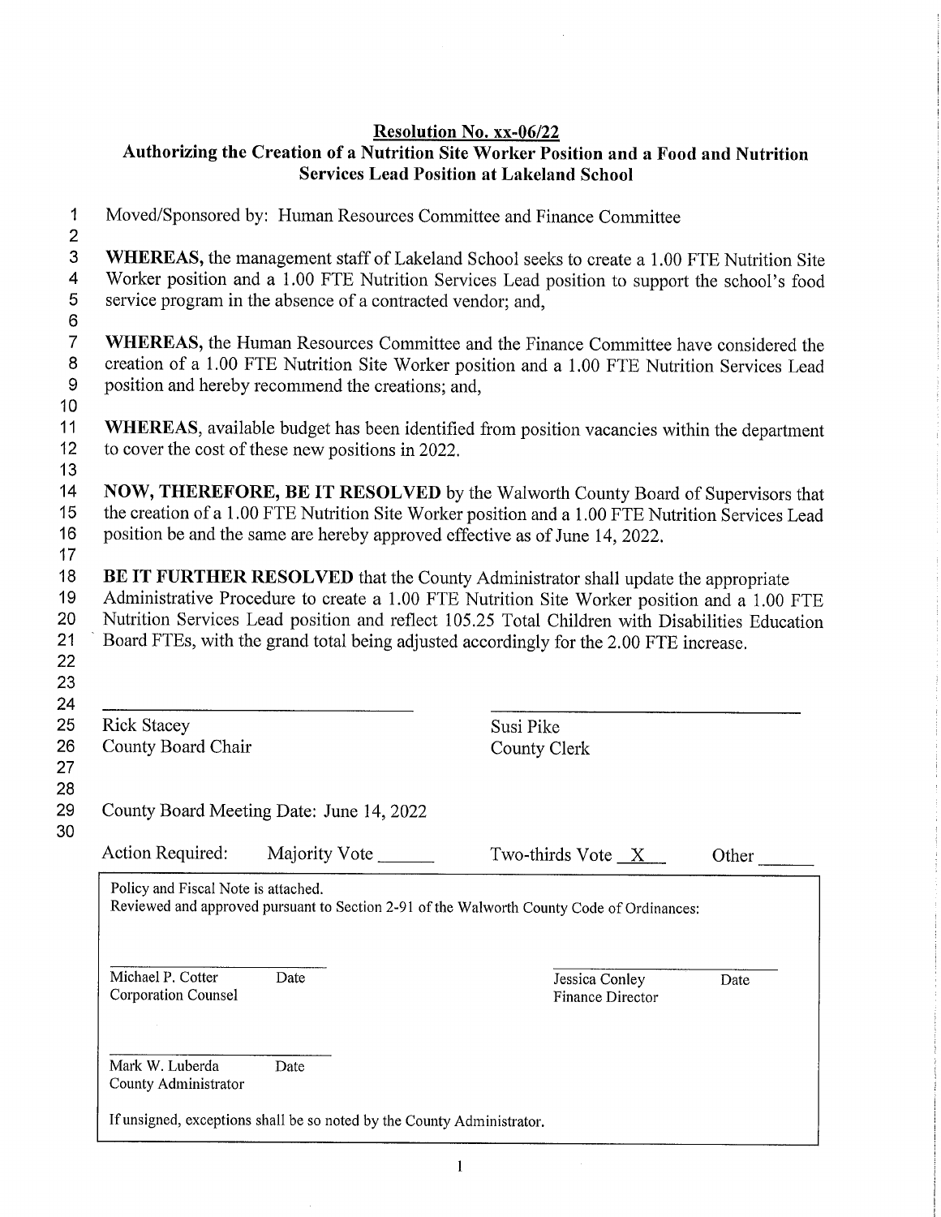**Resolution No. xx-06/22**

**Authorizing the Creation of a Nutrition Site Worker Position and a Food and Nutrition Services Lead Position at Lakeland School**

1 Moved/Sponsored by: Human Resources Committee and Finance Committee
2
3 **WHEREAS,** the management staff of Lakeland School seeks to create a 1.00 FTE Nutrition Site
4 Worker position and a 1.00 FTE Nutrition Services Lead position to support the school's food
5 service program in the absence of a contracted vendor; and,
6
7 **WHEREAS,** the Human Resources Committee and the Finance Committee have considered the
8 creation of a 1.00 FTE Nutrition Site Worker position and a 1.00 FTE Nutrition Services Lead
9 position and hereby recommend the creations; and,
10
11 **WHEREAS**, available budget has been identified from position vacancies within the department
12 to cover the cost of these new positions in 2022.
13
14 **NOW, THEREFORE, BE IT RESOLVED** by the Walworth County Board of Supervisors that
15 the creation of a 1.00 FTE Nutrition Site Worker position and a 1.00 FTE Nutrition Services Lead
16 position be and the same are hereby approved effective as of June 14, 2022.
17
18 **BE IT FURTHER RESOLVED** that the County Administrator shall update the appropriate
19 Administrative Procedure to create a 1.00 FTE Nutrition Site Worker position and a 1.00 FTE
20 Nutrition Services Lead position and reflect 105.25 Total Children with Disabilities Education
21 Board FTEs, with the grand total being adjusted accordingly for the 2.00 FTE increase.
22
23
24
25 Rick Stacey — County Board Chair
26
25 Susi Pike — County Clerk
26
27
28
29 County Board Meeting Date: June 14, 2022
30

Action Required: Majority Vote ______ Two-thirds Vote __X__ Other ______

Policy and Fiscal Note is attached.
Reviewed and approved pursuant to Section 2-91 of the Walworth County Code of Ordinances:

Michael P. Cotter, Corporation Counsel — Date

Jessica Conley, Finance Director — Date

Mark W. Luberda, County Administrator — Date

If unsigned, exceptions shall be so noted by the County Administrator.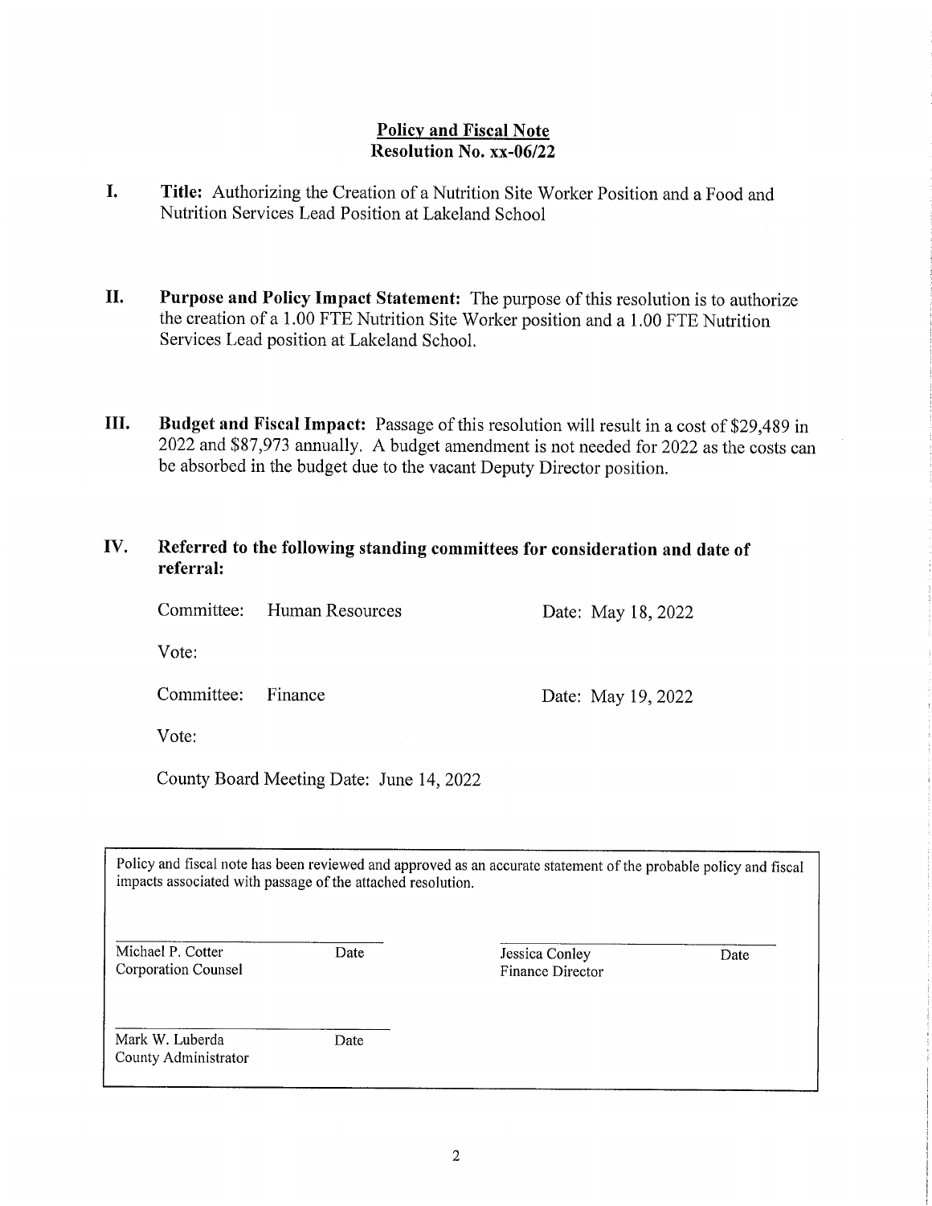## Policy and Fiscal Note
**Resolution No. xx-06/22**

**I. Title:** Authorizing the Creation of a Nutrition Site Worker Position and a Food and Nutrition Services Lead Position at Lakeland School

**II. Purpose and Policy Impact Statement:** The purpose of this resolution is to authorize the creation of a 1.00 FTE Nutrition Site Worker position and a 1.00 FTE Nutrition Services Lead position at Lakeland School.

**III. Budget and Fiscal Impact:** Passage of this resolution will result in a cost of $29,489 in 2022 and $87,973 annually. A budget amendment is not needed for 2022 as the costs can be absorbed in the budget due to the vacant Deputy Director position.

**IV. Referred to the following standing committees for consideration and date of referral:**

Committee: Human Resources — Date: May 18, 2022

Vote:

Committee: Finance — Date: May 19, 2022

Vote:

County Board Meeting Date: June 14, 2022

Policy and fiscal note has been reviewed and approved as an accurate statement of the probable policy and fiscal impacts associated with passage of the attached resolution.

| | | | |
|---|---|---|---|
| Michael P. Cotter<br>Corporation Counsel | Date | Jessica Conley<br>Finance Director | Date |
| Mark W. Luberda<br>County Administrator | Date | | |